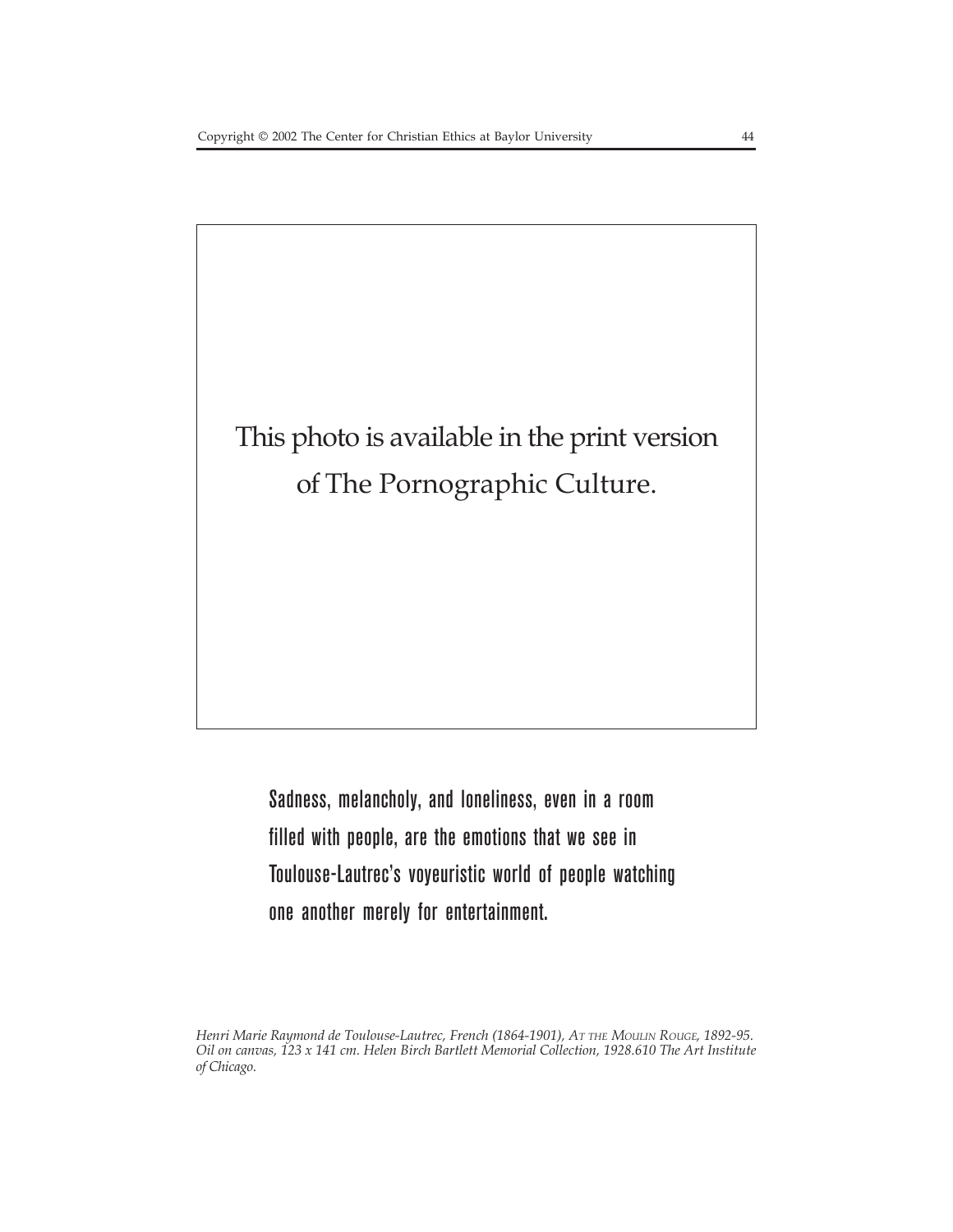This photo is available in the print version of The Pornographic Culture.

**Sadness, melancholy, and loneliness, even in a room filled with people, are the emotions that we see in Toulouse-Lautrec's voyeuristic world of people watching one another merely for entertainment.**

*Henri Marie Raymond de Toulouse-Lautrec, French (1864-1901), At the Moulin Rouge, 1892-95. Oil on canvas, 123 x 141 cm. Helen Birch Bartlett Memorial Collection, 1928.610 The Art Institute of Chicago.*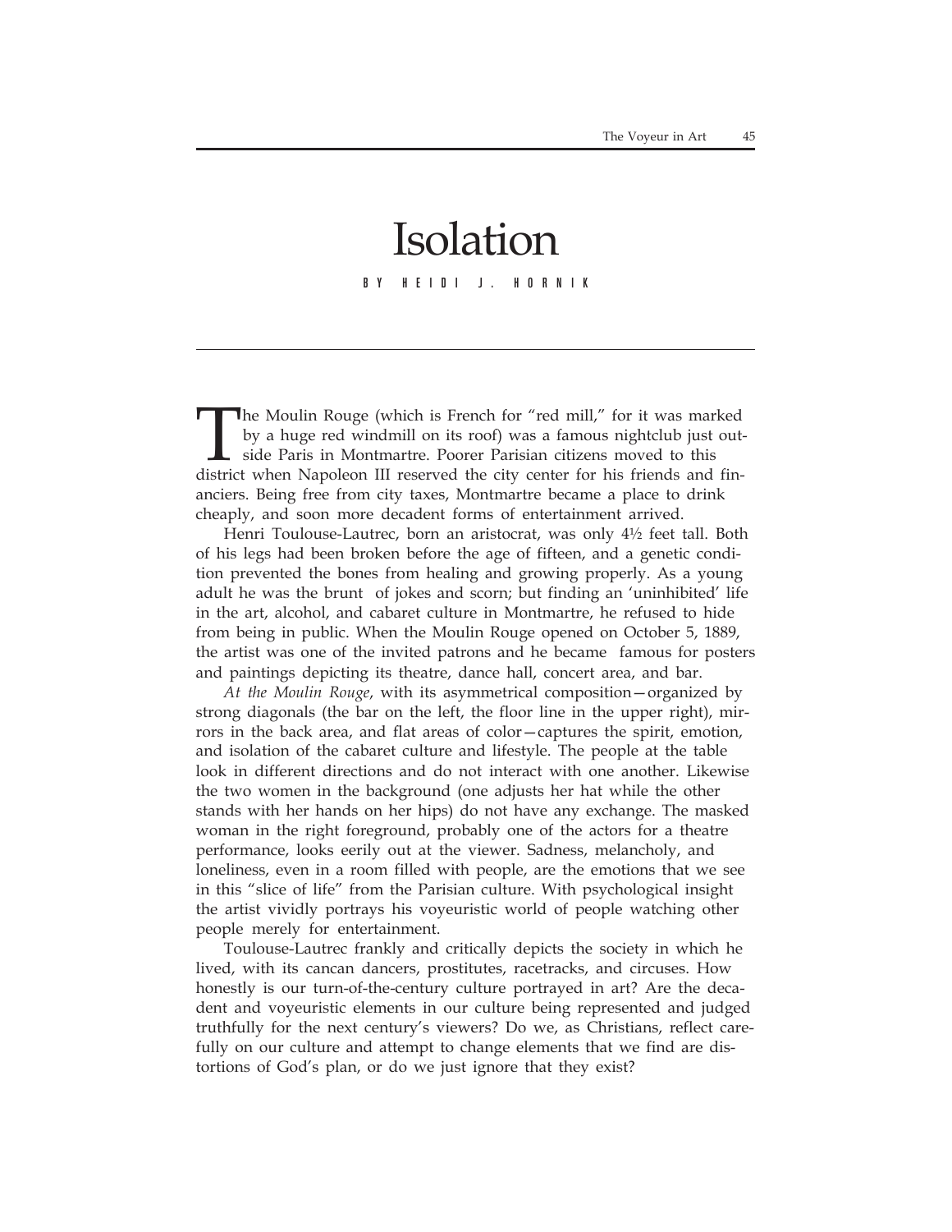# Isolation

BY HEIDI J. HORNIK

The Moulin Rouge (which is French for "red mill," for it was marked by a huge red windmill on its roof) was a famous nightclub just outside Paris in Montmartre. Poorer Parisian citizens moved to this district when Napoleon III reserved the city center for his friends and financiers. Being free from city taxes, Montmartre became a place to drink cheaply, and soon more decadent forms of entertainment arrived.

Henri Toulouse-Lautrec, born an aristocrat, was only 4½ feet tall. Both of his legs had been broken before the age of fifteen, and a genetic condition prevented the bones from healing and growing properly. As a young adult he was the brunt of jokes and scorn; but finding an 'uninhibited' life in the art, alcohol, and cabaret culture in Montmartre, he refused to hide from being in public. When the Moulin Rouge opened on October 5, 1889, the artist was one of the invited patrons and he became famous for posters and paintings depicting its theatre, dance hall, concert area, and bar.

*At the Moulin Rouge*, with its asymmetrical composition—organized by strong diagonals (the bar on the left, the floor line in the upper right), mirrors in the back area, and flat areas of color—captures the spirit, emotion, and isolation of the cabaret culture and lifestyle. The people at the table look in different directions and do not interact with one another. Likewise the two women in the background (one adjusts her hat while the other stands with her hands on her hips) do not have any exchange. The masked woman in the right foreground, probably one of the actors for a theatre performance, looks eerily out at the viewer. Sadness, melancholy, and loneliness, even in a room filled with people, are the emotions that we see in this "slice of life" from the Parisian culture. With psychological insight the artist vividly portrays his voyeuristic world of people watching other people merely for entertainment.

Toulouse-Lautrec frankly and critically depicts the society in which he lived, with its cancan dancers, prostitutes, racetracks, and circuses. How honestly is our turn-of-the-century culture portrayed in art? Are the decadent and voyeuristic elements in our culture being represented and judged truthfully for the next century's viewers? Do we, as Christians, reflect carefully on our culture and attempt to change elements that we find are distortions of God's plan, or do we just ignore that they exist?